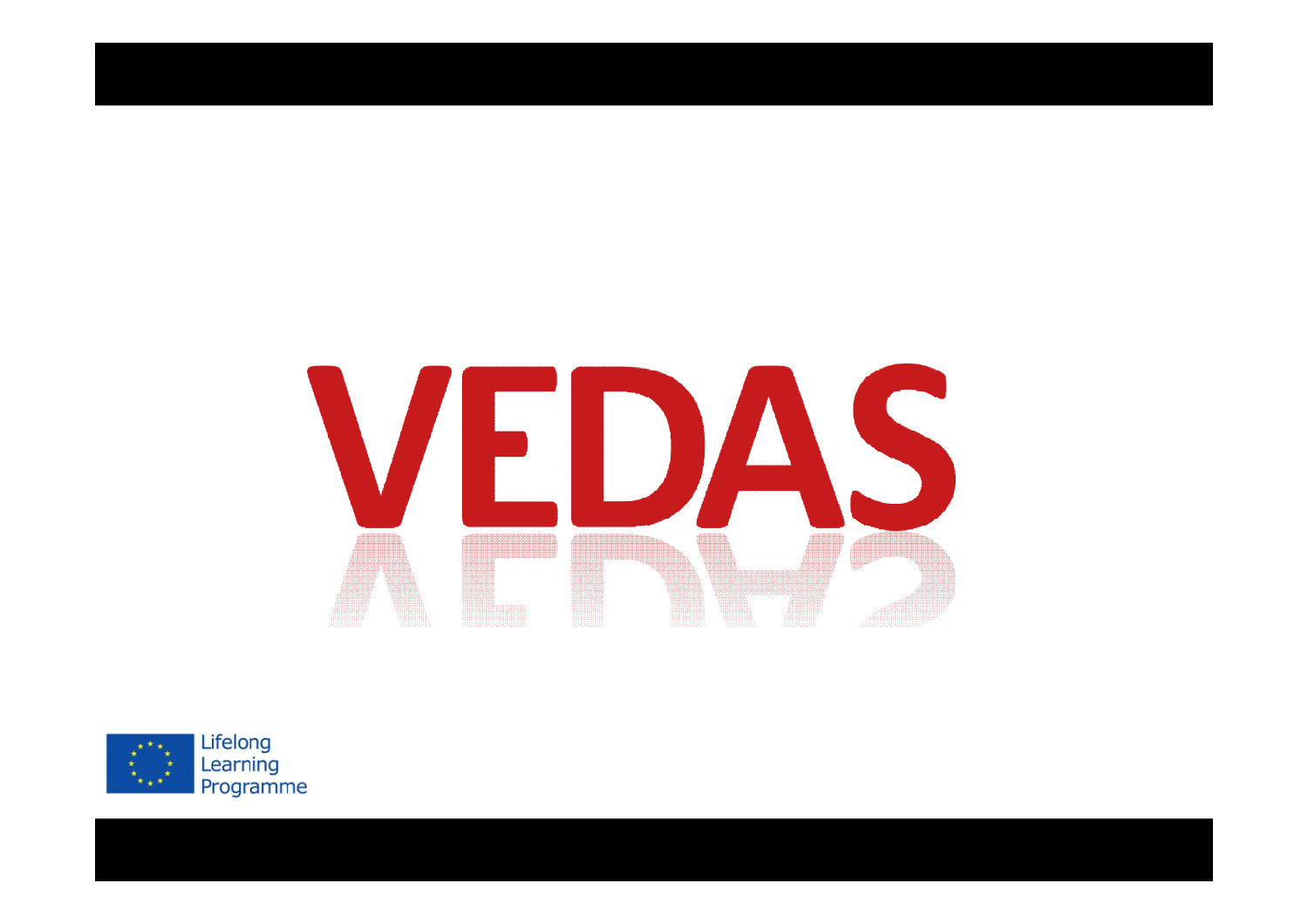# VEDAS

Lifelong Learning Programme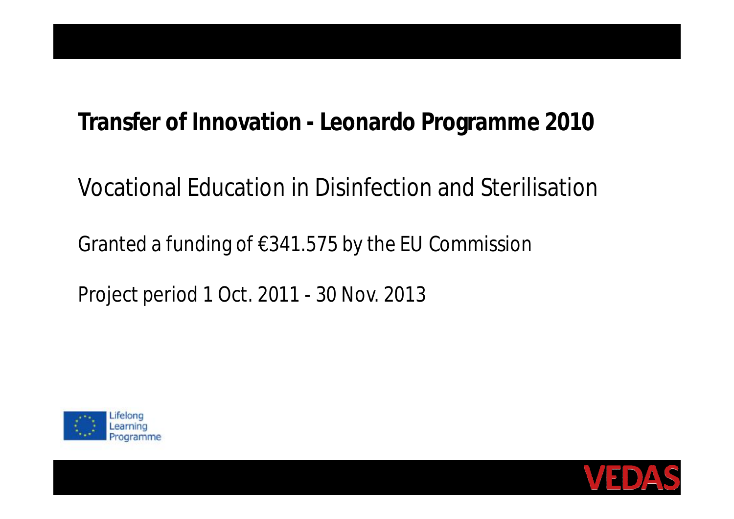**Transfer of Innovation - Leonardo Programme 2010**

Vocational Education in Disinfection and Sterilisation

Granted a funding of €341.575 by the EU Commission

Project period 1 Oct. 2011 - 30 Nov. 2013

Lifelong Learning Programme

VEDAS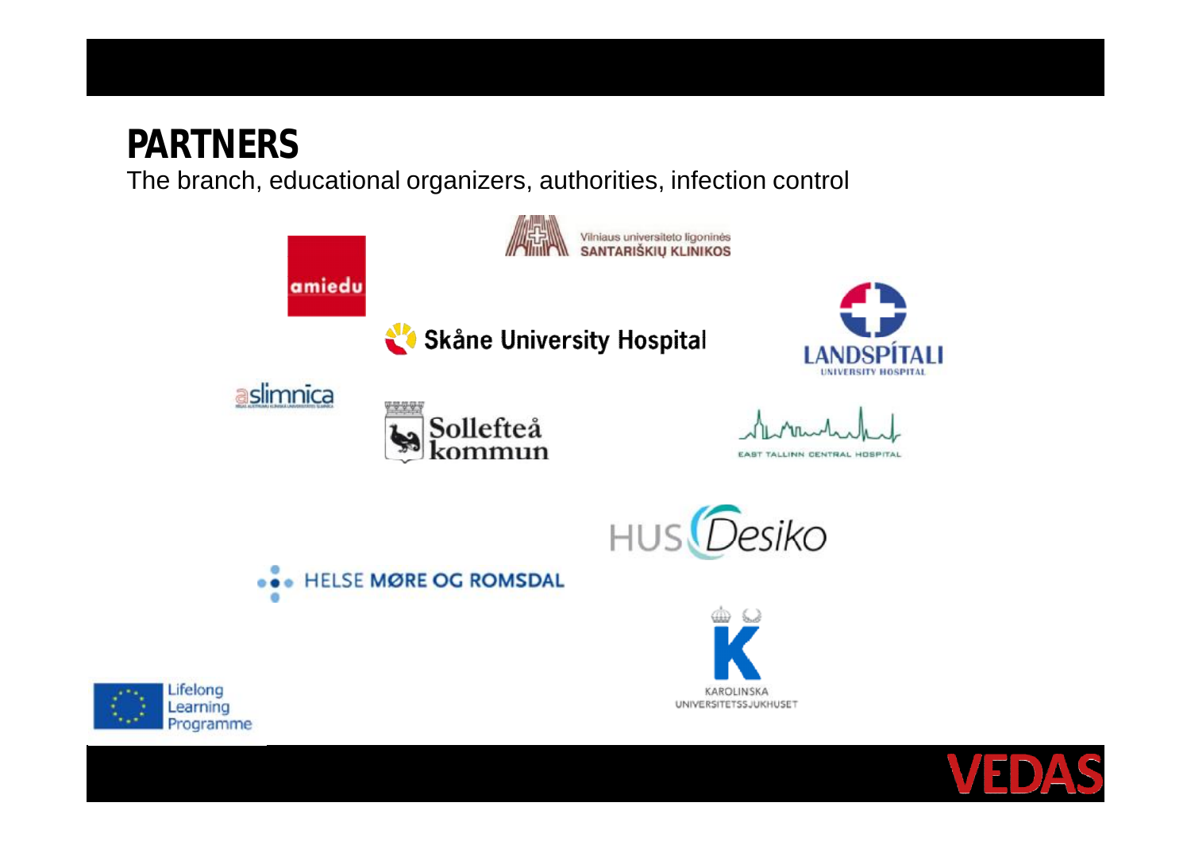# PARTNERS

The branch, educational organizers, authorities, infection control

amiedu

Vilniaus universiteto ligoninės SANTARIŠKIŲ KLINIKOS

Skåne University Hospital

LANDSPÍTALI UNIVERSITY HOSPITAL

slimnica

Sollefteå kommun

EAST TALLINN CENTRAL HOSPITAL

HUS Desiko

HELSE MØRE OG ROMSDAL

KAROLINSKA UNIVERSITETSSJUKHUSET

Lifelong Learning Programme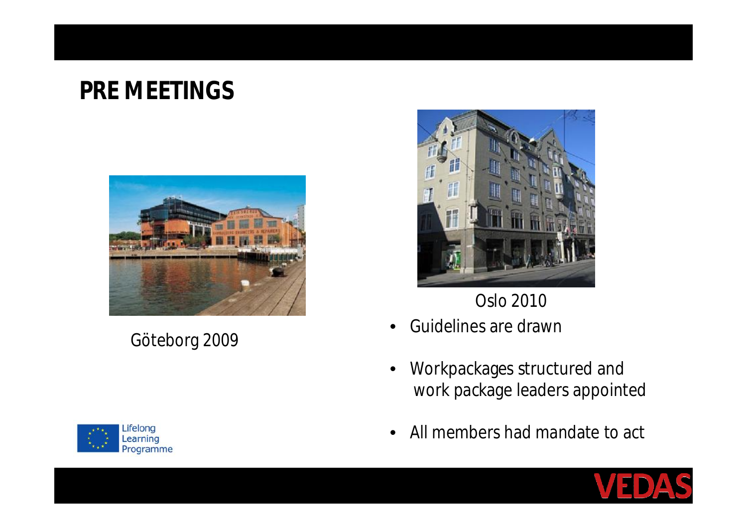# PRE MEETINGS

Göteborg 2009

Oslo 2010

- Guidelines are drawn
- Workpackages structured and work package leaders appointed
- All members had mandate to act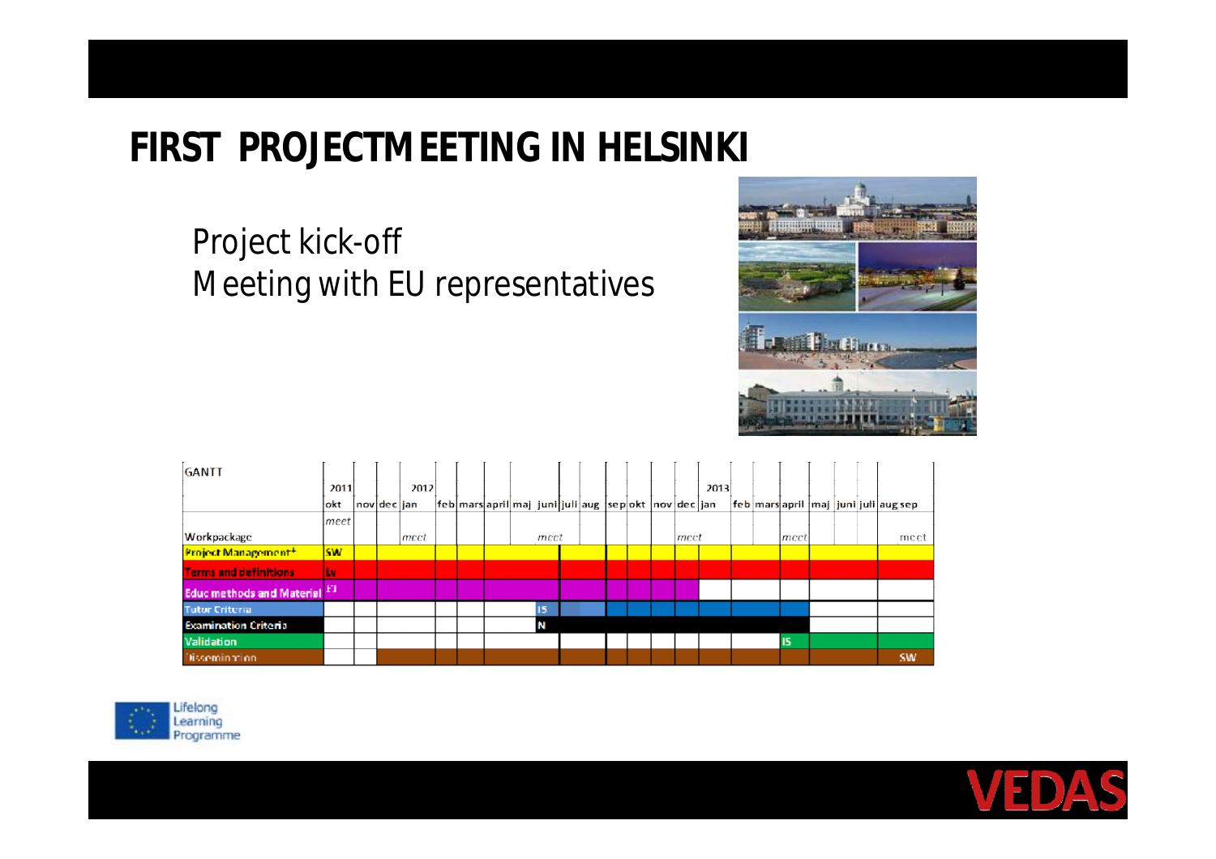# FIRST PROJECTMEETING IN HELSINKI

Project kick-off
Meeting with EU representatives

| GANTT | 2011 okt | nov | dec | 2012 jan | feb | mars | april | maj | juni | juli | aug | sep | okt | nov | dec | 2013 jan | feb | mars | april | maj | juni | juli | aug | sep |
|---|---|---|---|---|---|---|---|---|---|---|---|---|---|---|---|---|---|---|---|---|---|---|---|---|
| Workpackage | *meet* | | | *meet* | | | | *meet* | | | | | | | *meet* | | | | *meet* | | | | | meet |
| Project Management | SW | | | | | | | | | | | | | | | | | | | | | | | |
| Terms and definitions | Lv | | | | | | | | | | | | | | | | | | | | | | | |
| Educ methods and Material | FI | | | | | | | | | | | | | | | | | | | | | | | |
| Tutor Criteria | | | | | | | | | IS | | | | | | | | | | | | | | | |
| Examination Criteria | | | | | | | | | N | | | | | | | | | | | | | | | |
| Validation | | | | | | | | | | | | | | | | | | | IS | | | | | |
| Dissemination | | | | | | | | | | | | | | | | | | | | | | | | SW |

Lifelong Learning Programme

VEDAS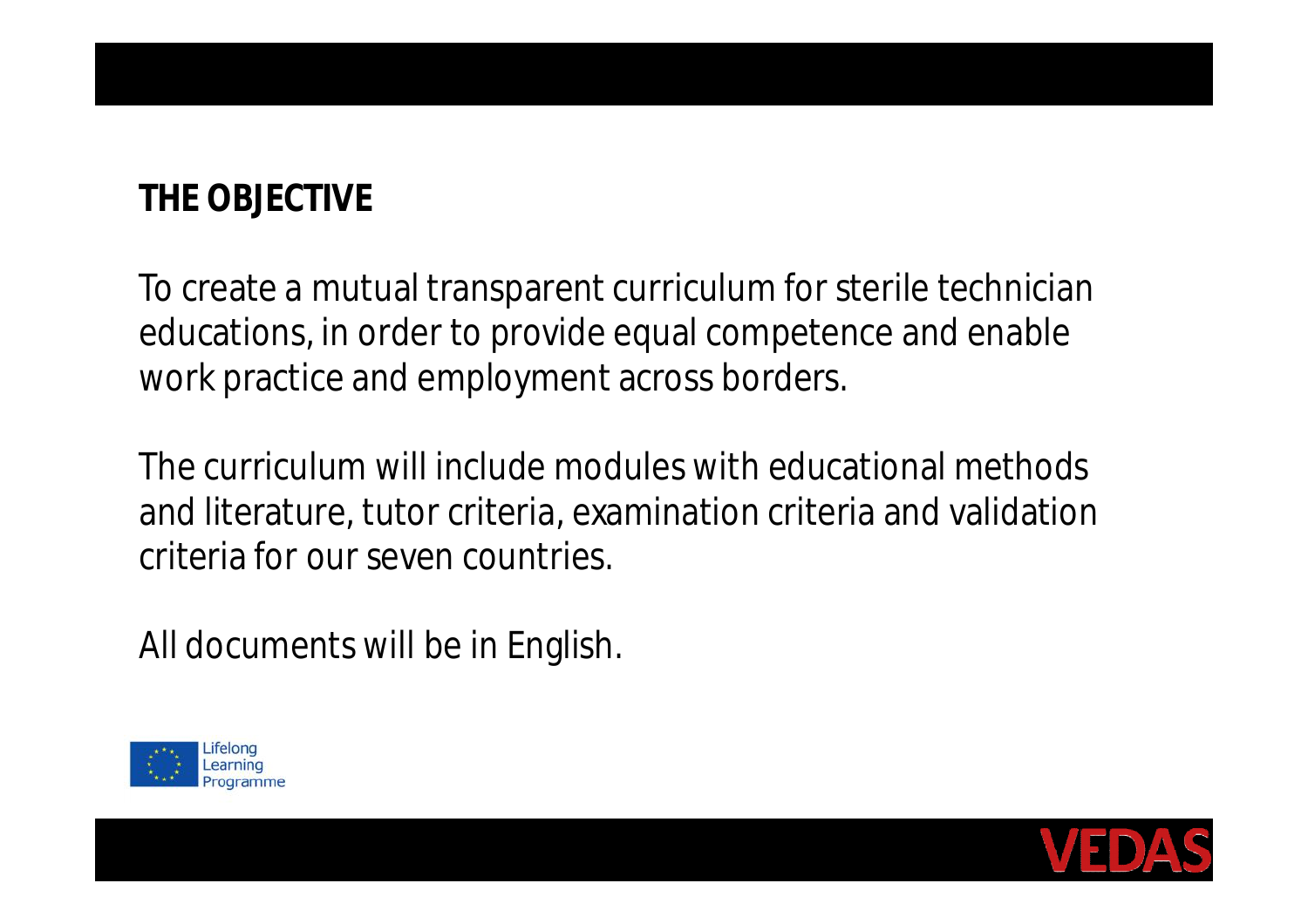## THE OBJECTIVE

To create a mutual transparent curriculum for sterile technician educations, in order to provide equal competence and enable work practice and employment across borders.

The curriculum will include modules with educational methods and literature, tutor criteria, examination criteria and validation criteria for our seven countries.

All documents will be in English.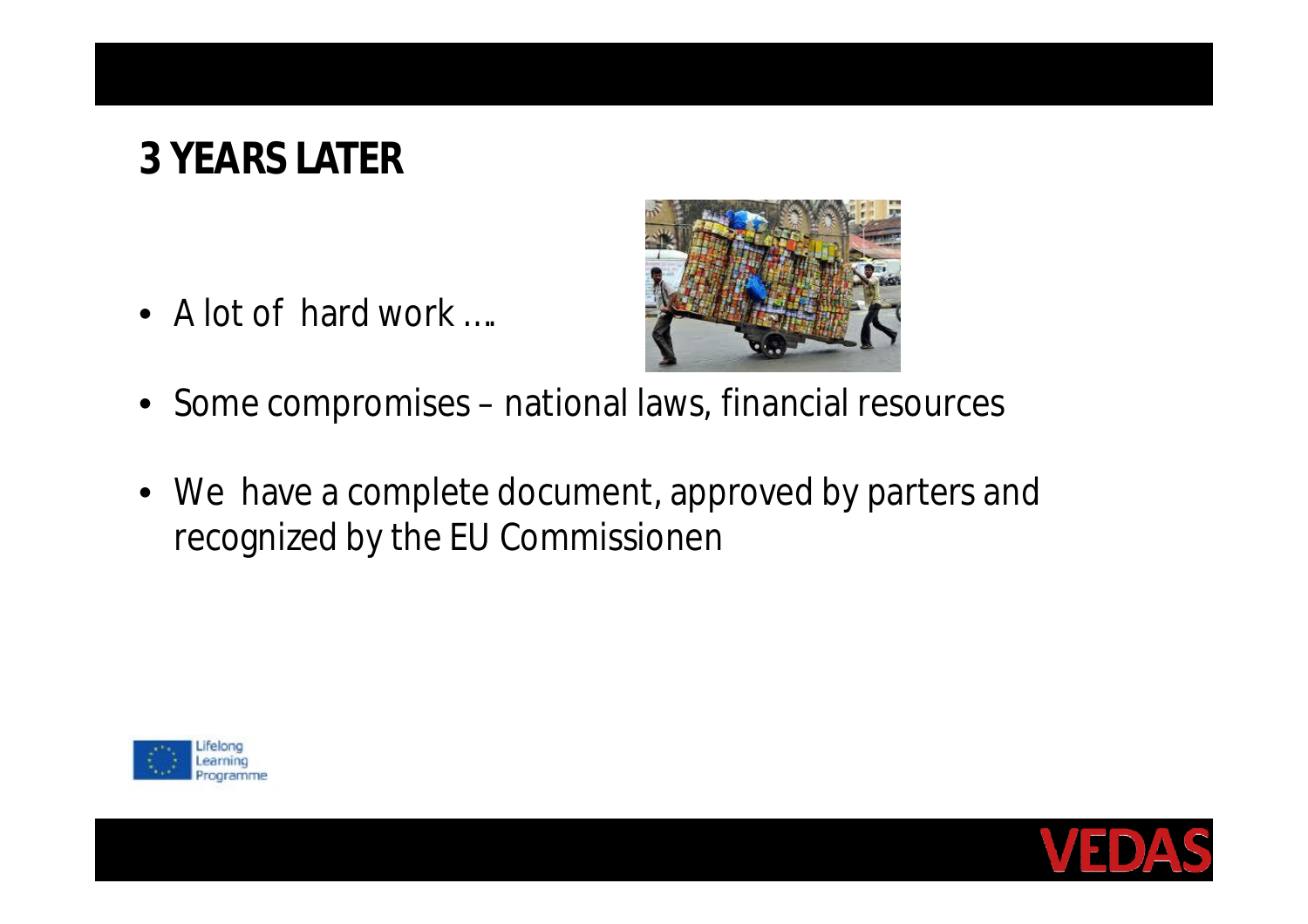# 3 YEARS LATER

- A lot of hard work ….
- Some compromises – national laws, financial resources
- We have a complete document, approved by parters and recognized by the EU Commissionen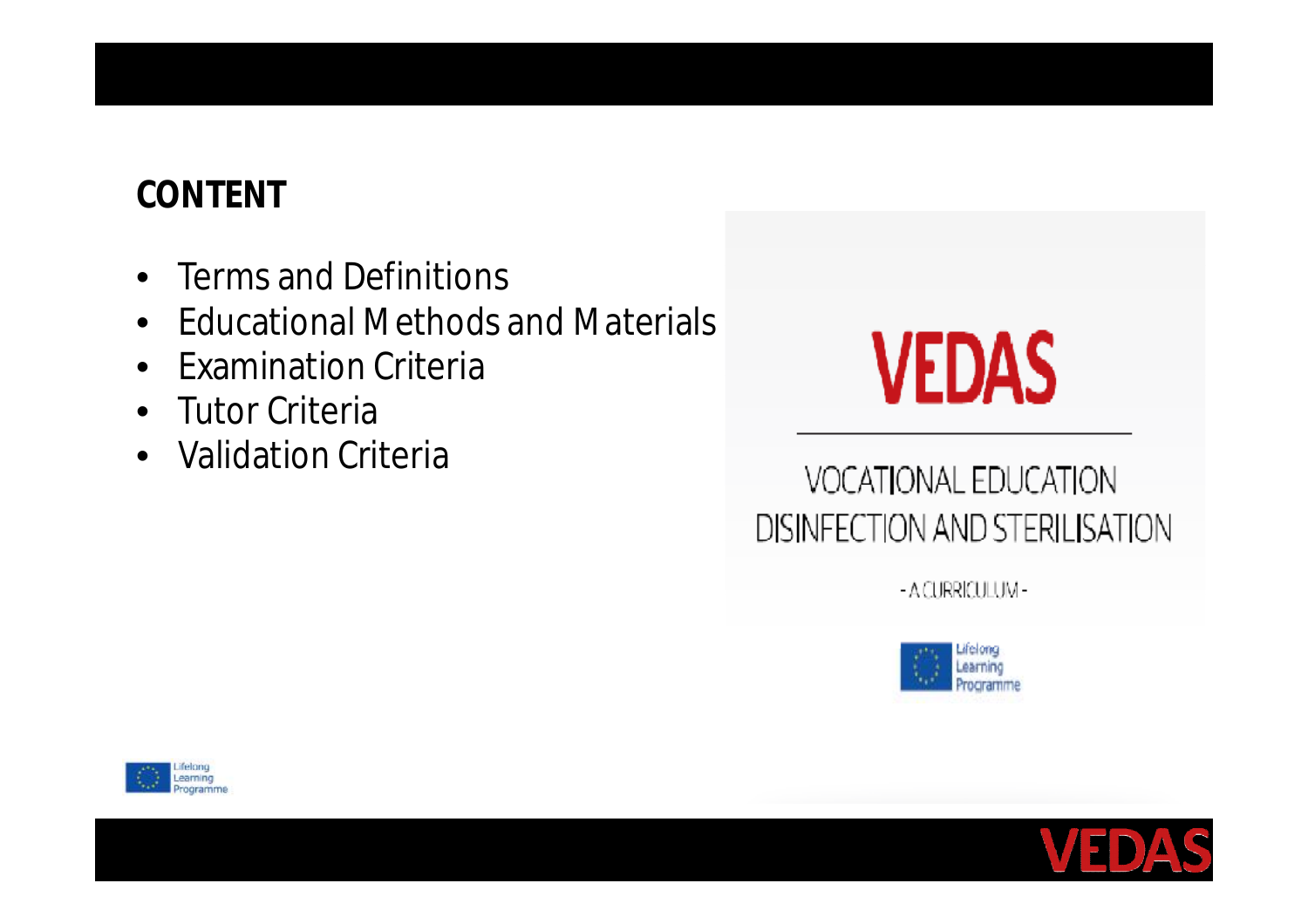## CONTENT

- Terms and Definitions
- Educational Methods and Materials
- Examination Criteria
- Tutor Criteria
- Validation Criteria

VEDAS

VOCATIONAL EDUCATION DISINFECTION AND STERILISATION

- A CURRICULUM -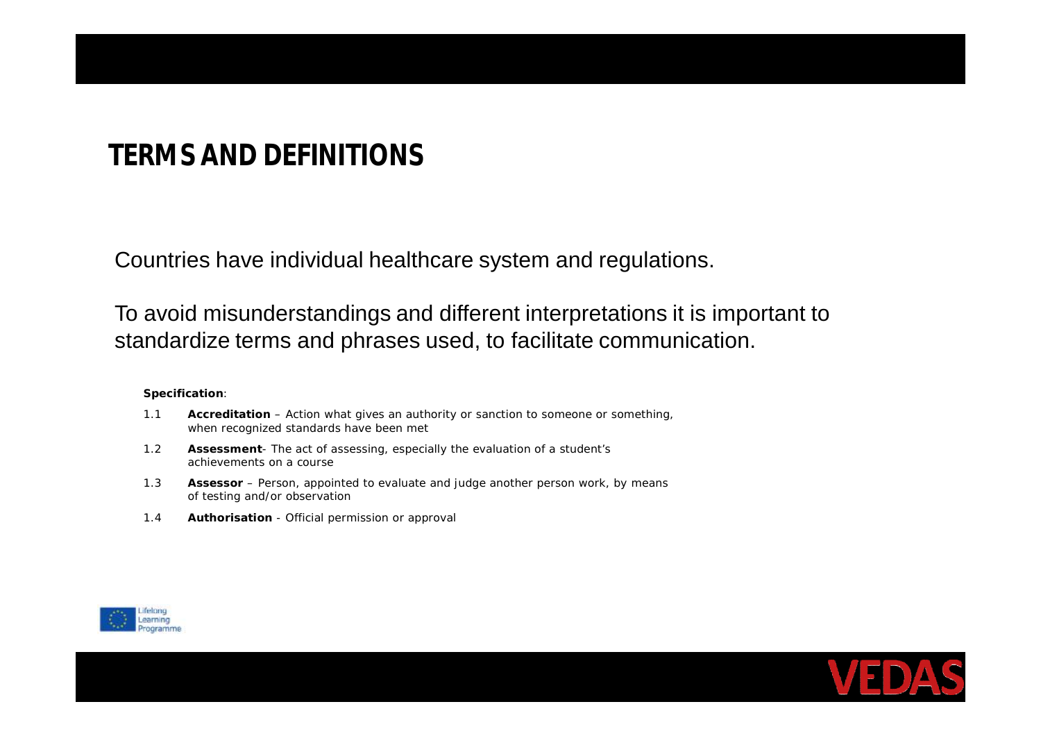# TERMS AND DEFINITIONS

Countries have individual healthcare system and regulations.

To avoid misunderstandings and different interpretations it is important to standardize terms and phrases used, to facilitate communication.

**Specification**:

1.1 **Accreditation** – Action what gives an authority or sanction to someone or something, when recognized standards have been met

1.2 **Assessment**- The act of assessing, especially the evaluation of a student's achievements on a course

1.3 **Assessor** – Person, appointed to evaluate and judge another person work, by means of testing and/or observation

1.4 **Authorisation** - Official permission or approval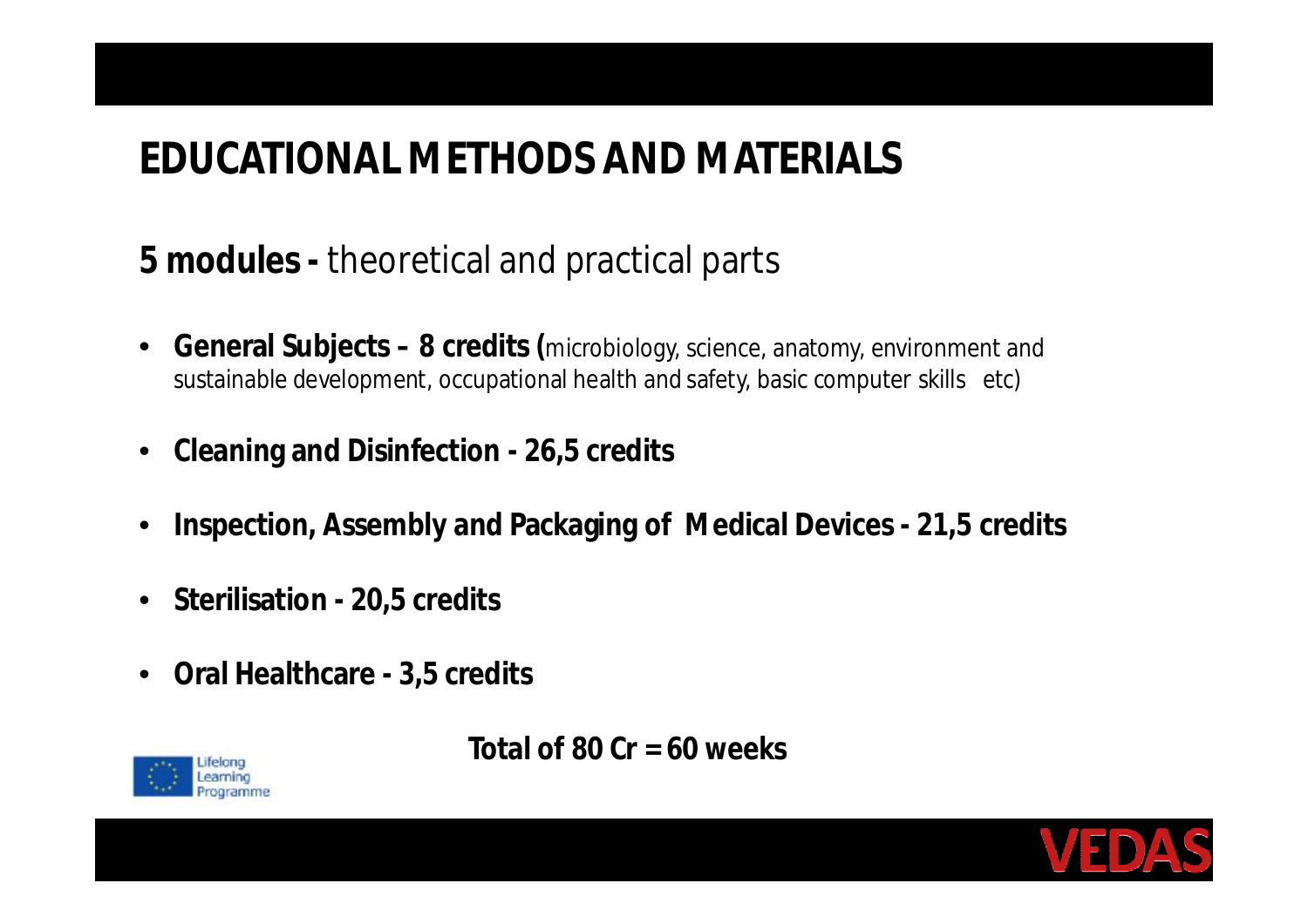# EDUCATIONAL METHODS AND MATERIALS

**5 modules -** theoretical and practical parts

- **General Subjects – 8 credits (**microbiology, science, anatomy, environment and sustainable development, occupational health and safety, basic computer skills etc)
- **Cleaning and Disinfection - 26,5 credits**
- **Inspection, Assembly and Packaging of Medical Devices - 21,5 credits**
- **Sterilisation - 20,5 credits**
- **Oral Healthcare - 3,5 credits**

**Total of 80 Cr = 60 weeks**

Lifelong Learning Programme

VEDAS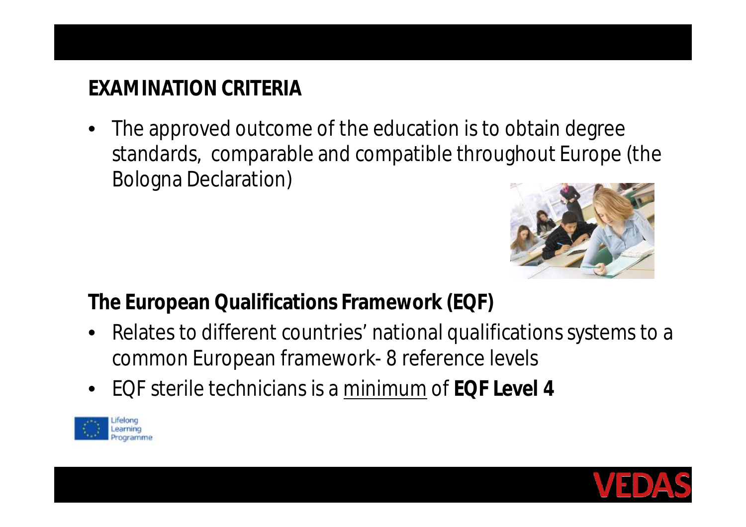## EXAMINATION CRITERIA

- The approved outcome of the education is to obtain degree standards, comparable and compatible throughout Europe (the Bologna Declaration)

## The European Qualifications Framework (EQF)

- Relates to different countries' national qualifications systems to a common European framework- 8 reference levels
- EQF sterile technicians is a minimum of **EQF Level 4**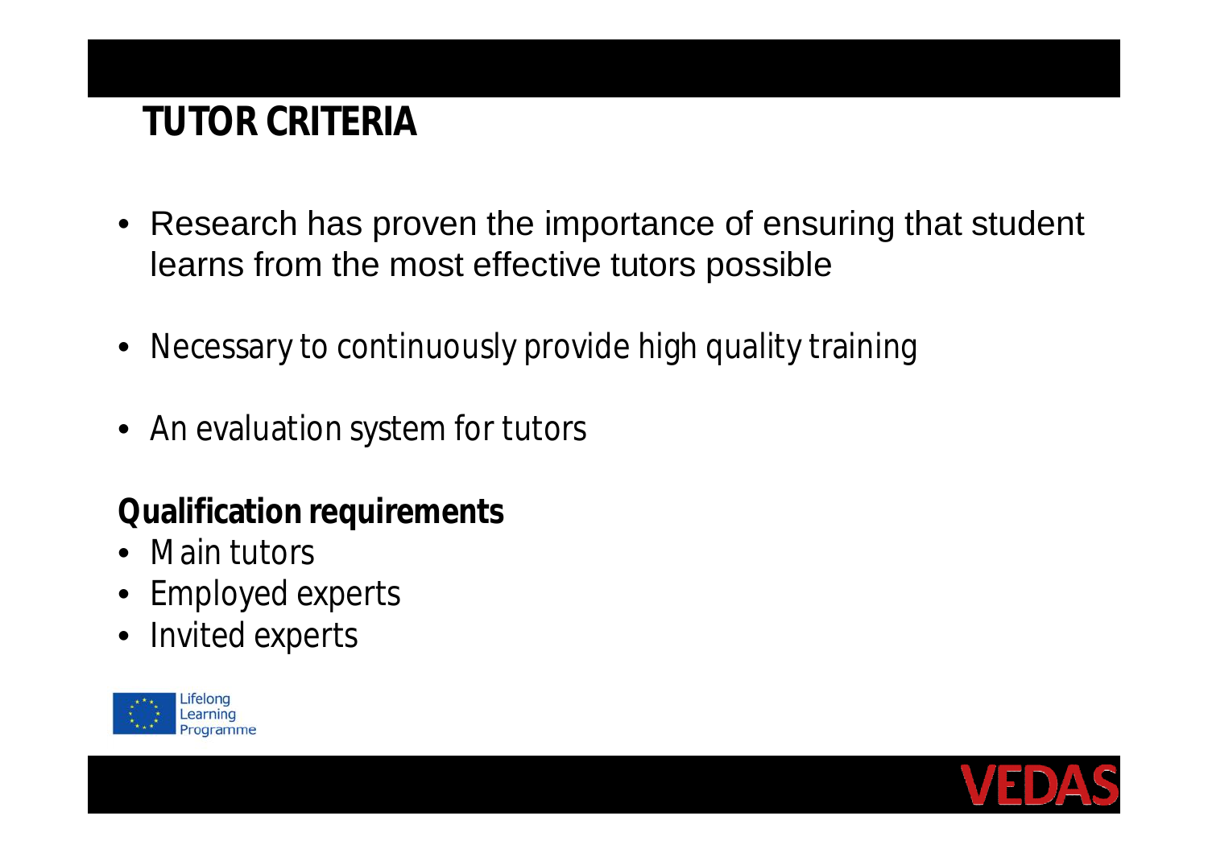# TUTOR CRITERIA

- Research has proven the importance of ensuring that student learns from the most effective tutors possible
- Necessary to continuously provide high quality training
- An evaluation system for tutors

**Qualification requirements**

- Main tutors
- Employed experts
- Invited experts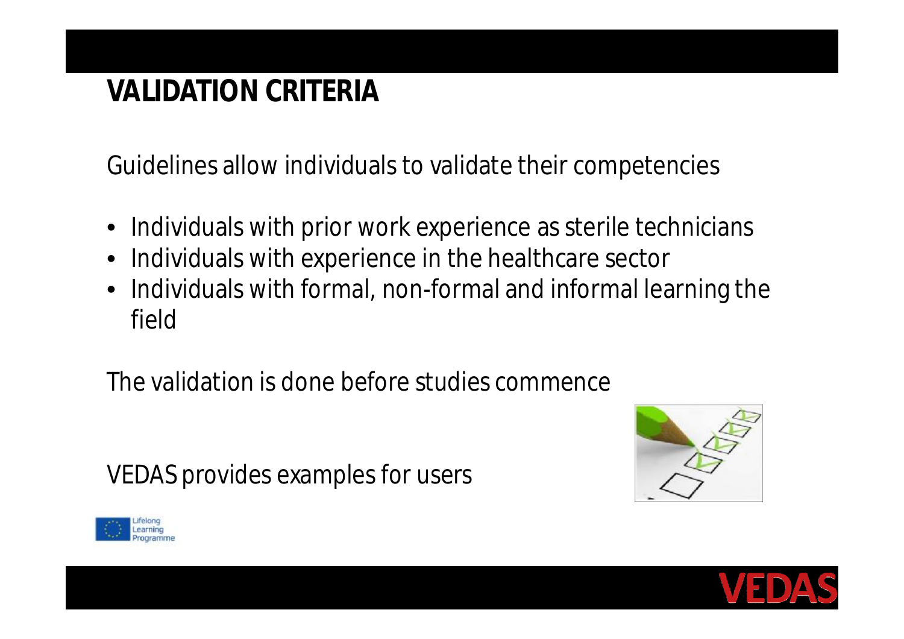# VALIDATION CRITERIA

Guidelines allow individuals to validate their competencies

- Individuals with prior work experience as sterile technicians
- Individuals with experience in the healthcare sector
- Individuals with formal, non-formal and informal learning the field

The validation is done before studies commence

VEDAS provides examples for users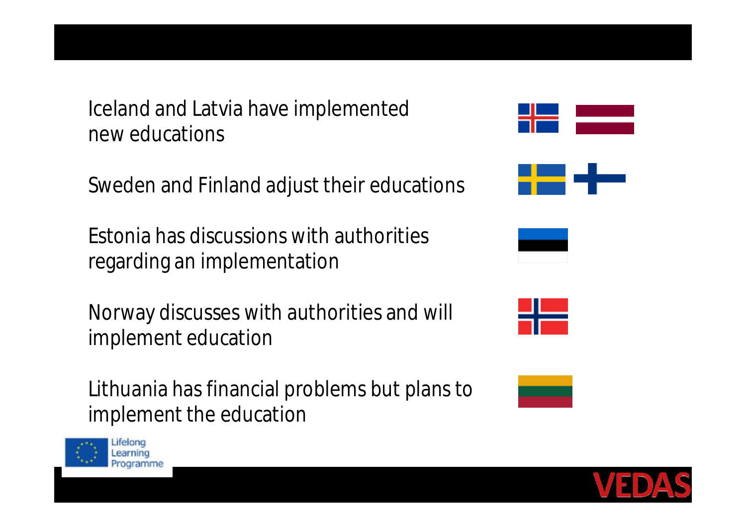Iceland and Latvia have implemented new educations

Sweden and Finland adjust their educations

Estonia has discussions with authorities regarding an implementation

Norway discusses with authorities and will implement education

Lithuania has financial problems but plans to implement the education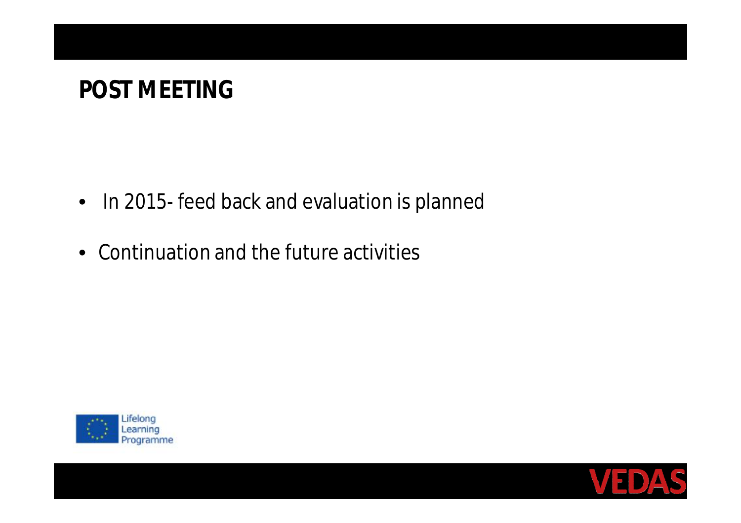## POST MEETING

- In 2015- feed back and evaluation is planned
- Continuation and the future activities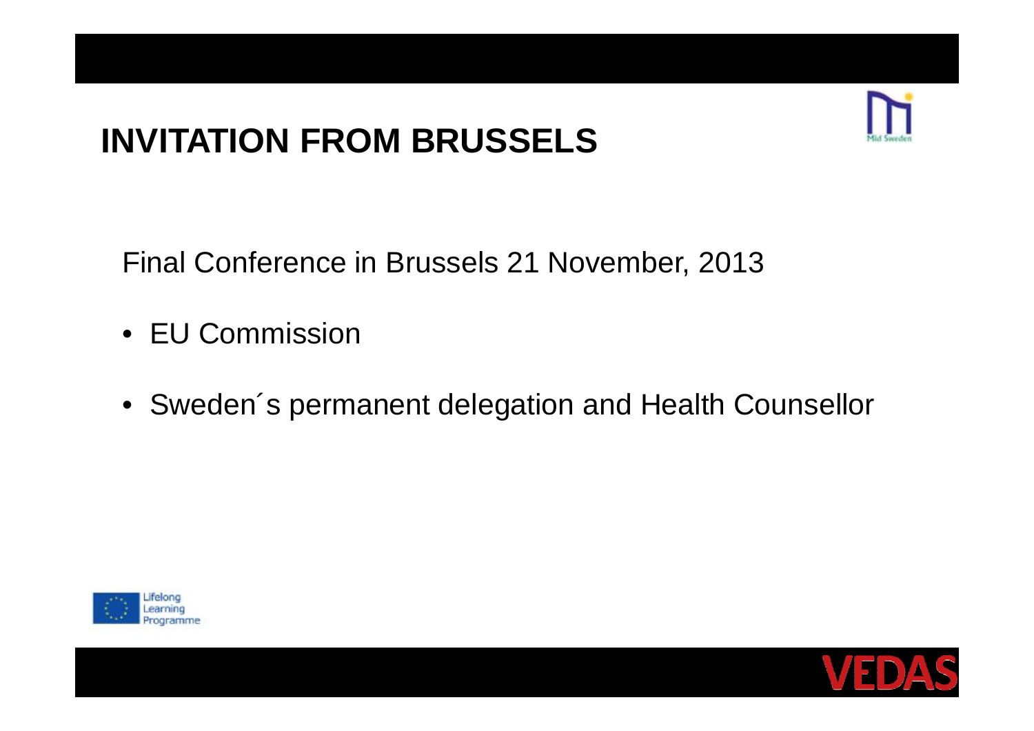# INVITATION FROM BRUSSELS

Final Conference in Brussels 21 November, 2013

- EU Commission
- Sweden´s permanent delegation and Health Counsellor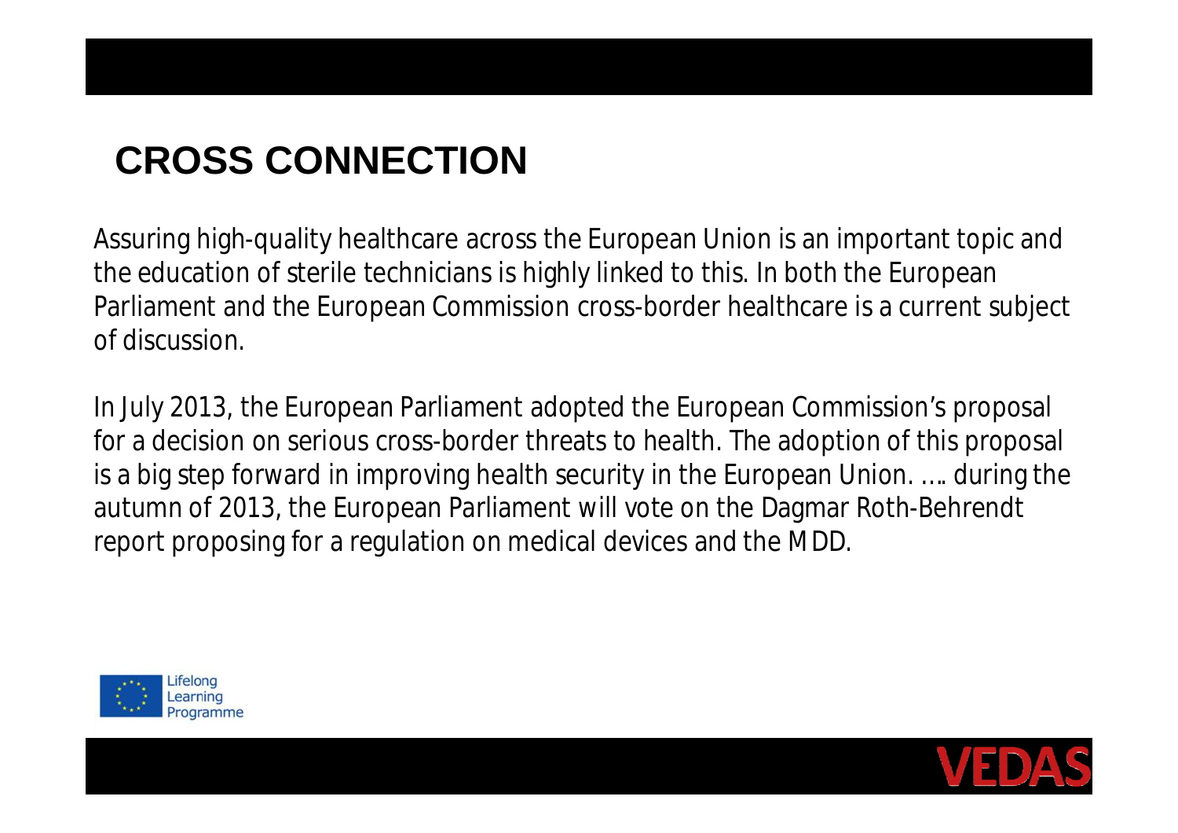# CROSS CONNECTION

Assuring high-quality healthcare across the European Union is an important topic and the education of sterile technicians is highly linked to this. In both the European Parliament and the European Commission cross-border healthcare is a current subject of discussion.

In July 2013, the European Parliament adopted the European Commission's proposal for a decision on serious cross-border threats to health. The adoption of this proposal is a big step forward in improving health security in the European Union. …. during the autumn of 2013, the European Parliament will vote on the Dagmar Roth-Behrendt report proposing for a regulation on medical devices and the MDD.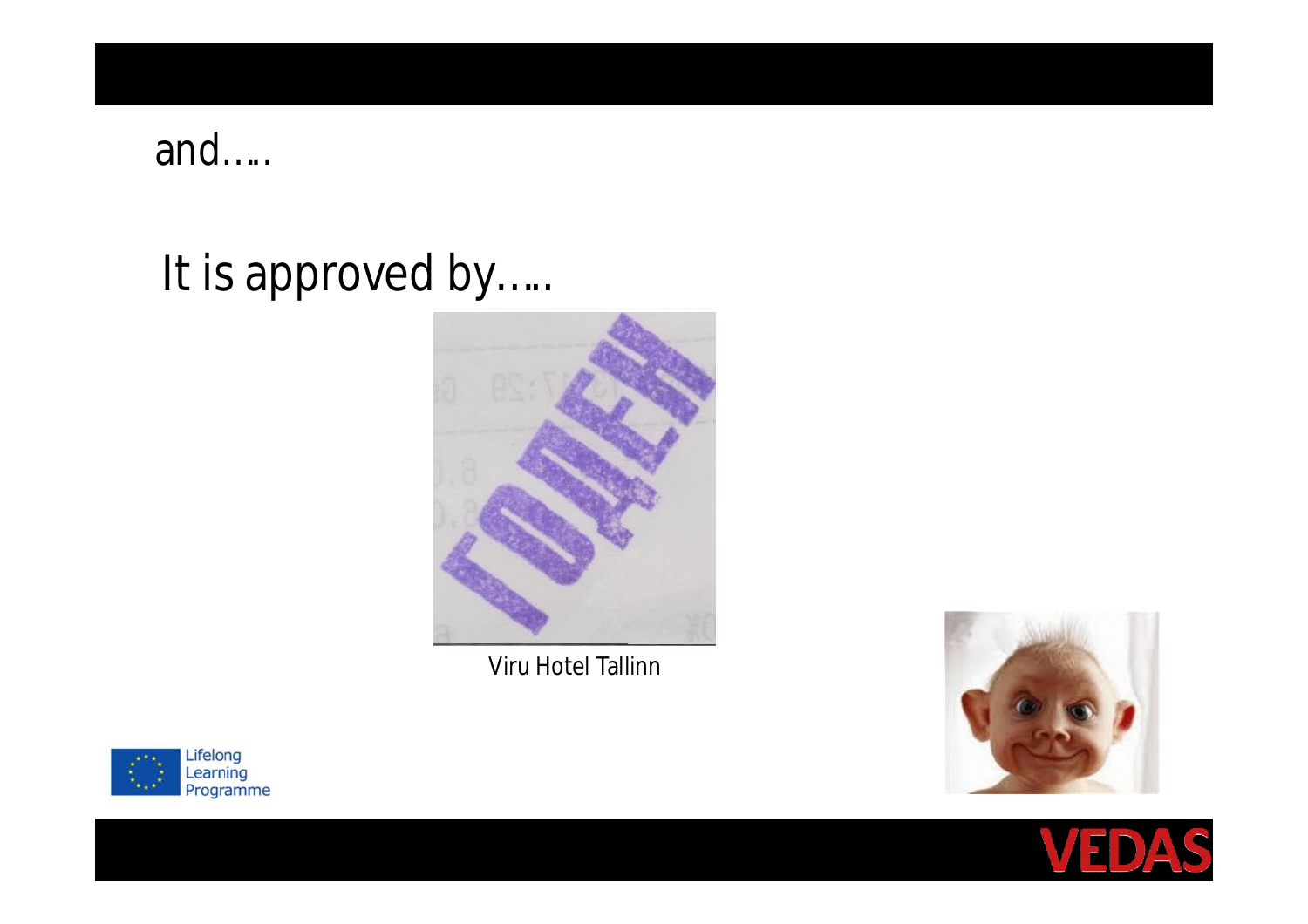and…..

It is approved by…..

Viru Hotel Tallinn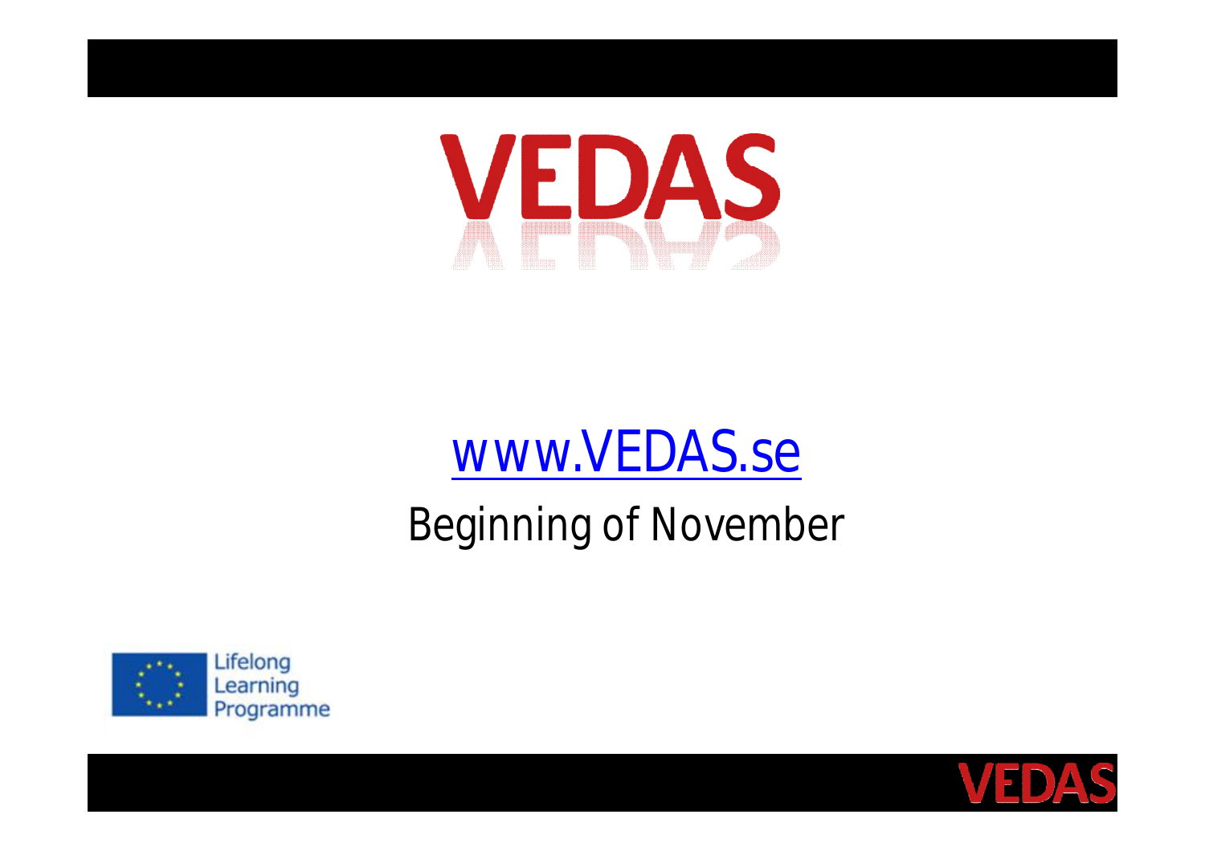# VEDAS

[www.VEDAS.se](http://www.VEDAS.se)

Beginning of November

Lifelong Learning Programme